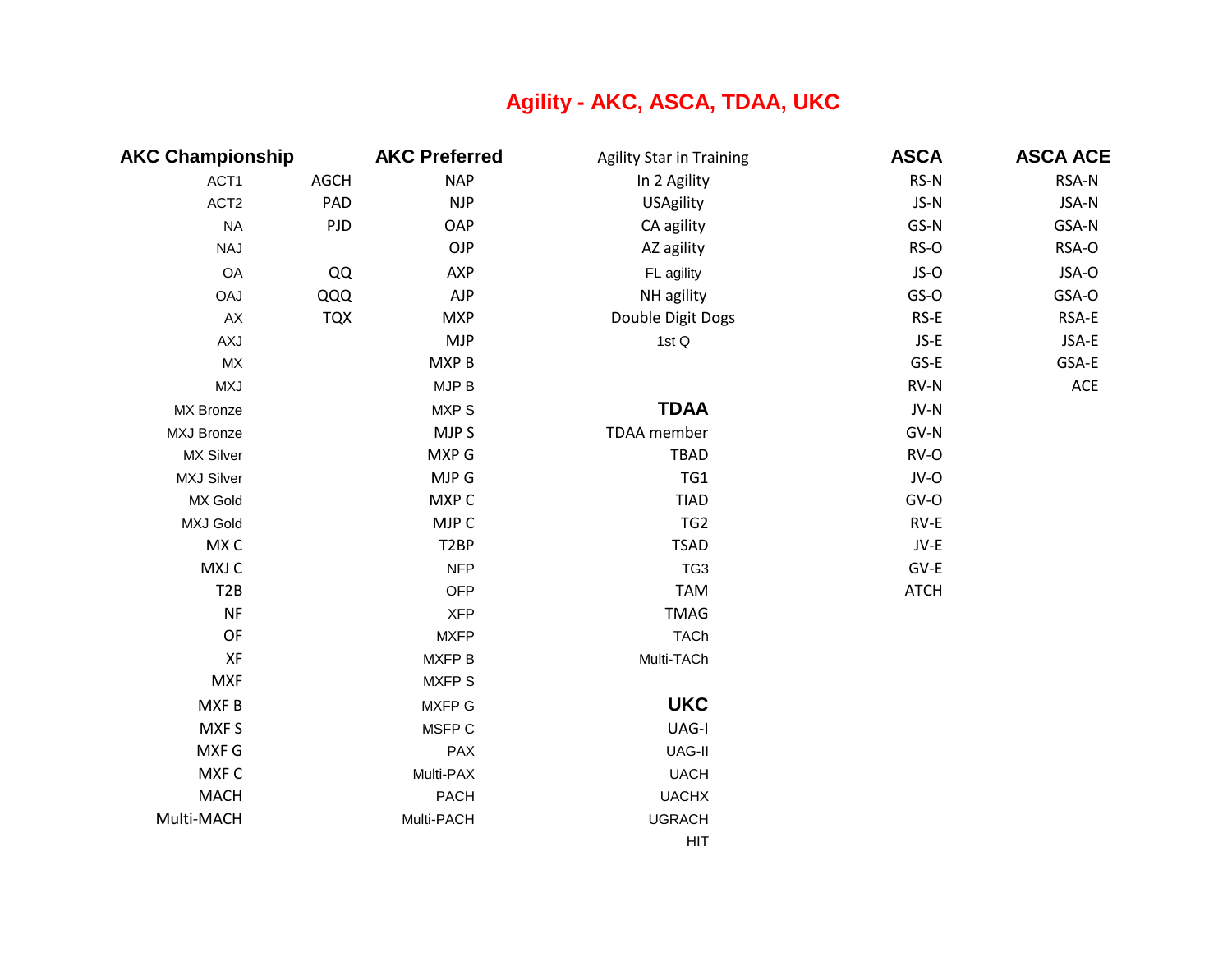# Agility - AKC, ASCA, TDAA, UKC

## AKC Championship

- ACT1
- ACT2
- NA
- NAJ
- OA
- OAJ
- AX
- AXJ
- MX
- MXJ
- MX Bronze
- MXJ Bronze
- MX Silver
- MXJ Silver
- MX Gold
- MXJ Gold
- MX C
- MXJ C
- T2B
- NF
- OF
- XF
- MXF
- MXF B
- MXF S
- MXF G
- MXF C
- MACH
- Multi-MACH

- AGCH
- PAD
- PJD
- QQ
- QQQ
- TQX

## AKC Preferred

- NAP
- NJP
- OAP
- OJP
- AXP
- AJP
- MXP
- MJP
- MXP B
- MJP B
- MXP S
- MJP S
- MXP G
- MJP G
- MXP C
- MJP C
- T2BP
- NFP
- OFP
- XFP
- MXFP
- MXFP B
- MXFP S
- MXFP G
- MSFP C
- PAX
- Multi-PAX
- PACH
- Multi-PACH

## Agility Star in Training

- In 2 Agility
- USAgility
- CA agility
- AZ agility
- FL agility
- NH agility
- Double Digit Dogs
- 1st Q

## TDAA

- TDAA member
- TBAD
- TG1
- TIAD
- TG2
- TSAD
- TG3
- TAM
- TMAG
- TACh
- Multi-TACh

## UKC

- UAG-I
- UAG-II
- UACH
- UACHX
- UGRACH
- HIT

## ASCA

- RS-N
- JS-N
- GS-N
- RS-O
- JS-O
- GS-O
- RS-E
- JS-E
- GS-E
- RV-N
- JV-N
- GV-N
- RV-O
- JV-O
- GV-O
- RV-E
- JV-E
- GV-E
- ATCH

## ASCA ACE

- RSA-N
- JSA-N
- GSA-N
- RSA-O
- JSA-O
- GSA-O
- RSA-E
- JSA-E
- GSA-E
- ACE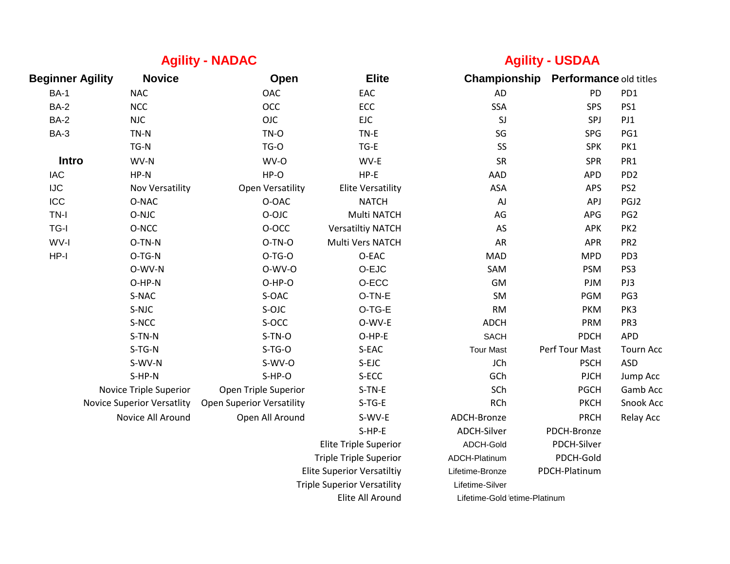## Agility - NADAC

| Beginner Agility | Novice | Open | Elite |
|---|---|---|---|
| BA-1 | NAC | OAC | EAC |
| BA-2 | NCC | OCC | ECC |
| BA-2 | NJC | OJC | EJC |
| BA-3 | TN-N | TN-O | TN-E |
| | TG-N | TG-O | TG-E |
| **Intro** | WV-N | WV-O | WV-E |
| IAC | HP-N | HP-O | HP-E |
| IJC | Nov Versatility | Open Versatility | Elite Versatility |
| ICC | O-NAC | O-OAC | NATCH |
| TN-I | O-NJC | O-OJC | Multi NATCH |
| TG-I | O-NCC | O-OCC | Versatiltiy NATCH |
| WV-I | O-TN-N | O-TN-O | Multi Vers NATCH |
| HP-I | O-TG-N | O-TG-O | O-EAC |
| | O-WV-N | O-WV-O | O-EJC |
| | O-HP-N | O-HP-O | O-ECC |
| | S-NAC | S-OAC | O-TN-E |
| | S-NJC | S-OJC | O-TG-E |
| | S-NCC | S-OCC | O-WV-E |
| | S-TN-N | S-TN-O | O-HP-E |
| | S-TG-N | S-TG-O | S-EAC |
| | S-WV-N | S-WV-O | S-EJC |
| | S-HP-N | S-HP-O | S-ECC |
| | Novice Triple Superior | Open Triple Superior | S-TN-E |
| | Novice Superior Versatlity | Open Superior Versatility | S-TG-E |
| | Novice All Around | Open All Around | S-WV-E |
| | | | S-HP-E |
| | | | Elite Triple Superior |
| | | | Triple Triple Superior |
| | | | Elite Superior Versatiltiy |
| | | | Triple Superior Versatility |
| | | | Elite All Around |

## Agility - USDAA

| Championship | Performance | old titles |
|---|---|---|
| AD | PD | PD1 |
| SSA | SPS | PS1 |
| SJ | SPJ | PJ1 |
| SG | SPG | PG1 |
| SS | SPK | PK1 |
| SR | SPR | PR1 |
| AAD | APD | PD2 |
| ASA | APS | PS2 |
| AJ | APJ | PGJ2 |
| AG | APG | PG2 |
| AS | APK | PK2 |
| AR | APR | PR2 |
| MAD | MPD | PD3 |
| SAM | PSM | PS3 |
| GM | PJM | PJ3 |
| SM | PGM | PG3 |
| RM | PKM | PK3 |
| ADCH | PRM | PR3 |
| SACH | PDCH | APD |
| Tour Mast | Perf Tour Mast | Tourn Acc |
| JCh | PSCH | ASD |
| GCh | PJCH | Jump Acc |
| SCh | PGCH | Gamb Acc |
| RCh | PKCH | Snook Acc |
| ADCH-Bronze | PRCH | Relay Acc |
| ADCH-Silver | PDCH-Bronze | |
| ADCH-Gold | PDCH-Silver | |
| ADCH-Platinum | PDCH-Gold | |
| Lifetime-Bronze | PDCH-Platinum | |
| Lifetime-Silver | | |
| Lifetime-Gold | etime-Platinum | |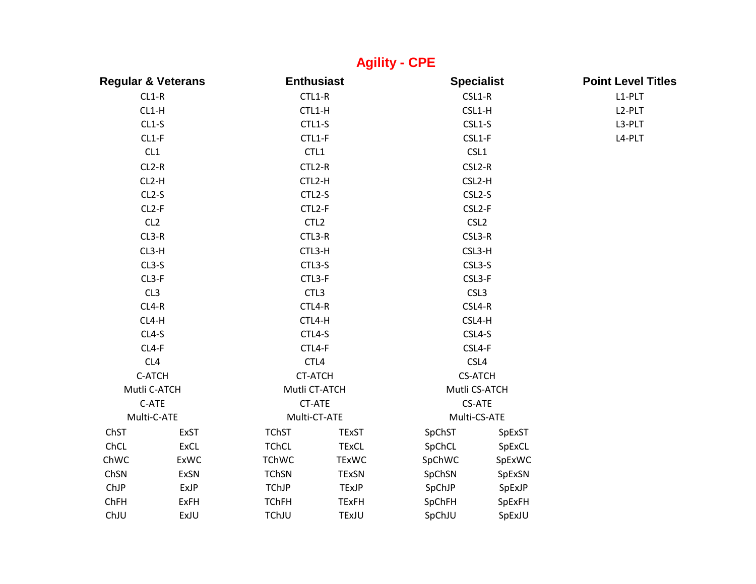# Agility - CPE

| Regular & Veterans | | Enthusiast | | Specialist | | Point Level Titles |
|---|---|---|---|---|---|---|
| CL1-R | | CTL1-R | | CSL1-R | | L1-PLT |
| CL1-H | | CTL1-H | | CSL1-H | | L2-PLT |
| CL1-S | | CTL1-S | | CSL1-S | | L3-PLT |
| CL1-F | | CTL1-F | | CSL1-F | | L4-PLT |
| CL1 | | CTL1 | | CSL1 | | |
| CL2-R | | CTL2-R | | CSL2-R | | |
| CL2-H | | CTL2-H | | CSL2-H | | |
| CL2-S | | CTL2-S | | CSL2-S | | |
| CL2-F | | CTL2-F | | CSL2-F | | |
| CL2 | | CTL2 | | CSL2 | | |
| CL3-R | | CTL3-R | | CSL3-R | | |
| CL3-H | | CTL3-H | | CSL3-H | | |
| CL3-S | | CTL3-S | | CSL3-S | | |
| CL3-F | | CTL3-F | | CSL3-F | | |
| CL3 | | CTL3 | | CSL3 | | |
| CL4-R | | CTL4-R | | CSL4-R | | |
| CL4-H | | CTL4-H | | CSL4-H | | |
| CL4-S | | CTL4-S | | CSL4-S | | |
| CL4-F | | CTL4-F | | CSL4-F | | |
| CL4 | | CTL4 | | CSL4 | | |
| C-ATCH | | CT-ATCH | | CS-ATCH | | |
| Mutli C-ATCH | | Mutli CT-ATCH | | Mutli CS-ATCH | | |
| C-ATE | | CT-ATE | | CS-ATE | | |
| Multi-C-ATE | | Multi-CT-ATE | | Multi-CS-ATE | | |
| ChST | ExST | TChST | TExST | SpChST | SpExST | |
| ChCL | ExCL | TChCL | TExCL | SpChCL | SpExCL | |
| ChWC | ExWC | TChWC | TExWC | SpChWC | SpExWC | |
| ChSN | ExSN | TChSN | TExSN | SpChSN | SpExSN | |
| ChJP | ExJP | TChJP | TExJP | SpChJP | SpExJP | |
| ChFH | ExFH | TChFH | TExFH | SpChFH | SpExFH | |
| ChJU | ExJU | TChJU | TExJU | SpChJU | SpExJU | |